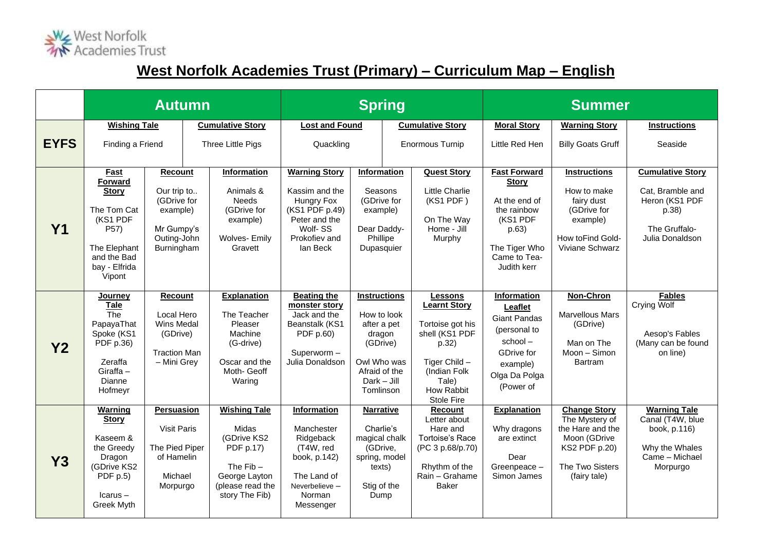# West Norfolk Academies Trust (Primary) – Curriculum Map – English

| | Autumn | | | Spring | | | Summer | | |
|---|---|---|---|---|---|---|---|---|---|
| **EYFS** | **Wishing Tale**<br>Finding a Friend | | **Cumulative Story**<br>Three Little Pigs | **Lost and Found**<br>Quackling | | **Cumulative Story**<br>Enormous Turnip | **Moral Story**<br>Little Red Hen | **Warning Story**<br>Billy Goats Gruff | **Instructions**<br>Seaside |
| **Y1** | **Fast Forward Story**<br>The Tom Cat (KS1 PDF P57)<br>The Elephant and the Bad bay - Elfrida Vipont | **Recount**<br>Our trip to.. (GDrive for example)<br>Mr Gumpy's Outing-John Burningham | **Information**<br>Animals & Needs (GDrive for example)<br>Wolves- Emily Gravett | **Warning Story**<br>Kassim and the Hungry Fox (KS1 PDF p.49)<br>Peter and the Wolf- SS Prokofiev and Ian Beck | **Information**<br>Seasons (GDrive for example)<br>Dear Daddy- Phillipe Dupasquier | **Quest Story**<br>Little Charlie (KS1 PDF )<br>On The Way Home - Jill Murphy | **Fast Forward Story**<br>At the end of the rainbow (KS1 PDF p.63)<br>The Tiger Who Came to Tea- Judith kerr | **Instructions**<br>How to make fairy dust (GDrive for example)<br>How toFind Gold- Viviane Schwarz | **Cumulative Story**<br>Cat, Bramble and Heron (KS1 PDF p.38)<br>The Gruffalo- Julia Donaldson |
| **Y2** | **Journey Tale**<br>The PapayaThat Spoke (KS1 PDF p.36)<br>Zeraffa Giraffa – Dianne Hofmeyr | **Recount**<br>Local Hero Wins Medal (GDrive)<br>Traction Man – Mini Grey | **Explanation**<br>The Teacher Pleaser Machine (G-drive)<br>Oscar and the Moth- Geoff Waring | **Beating the monster story**<br>Jack and the Beanstalk (KS1 PDF p.60)<br>Superworm – Julia Donaldson | **Instructions**<br>How to look after a pet dragon (GDrive)<br>Owl Who was Afraid of the Dark – Jill Tomlinson | **Lessons Learnt Story**<br>Tortoise got his shell (KS1 PDF p.32)<br>Tiger Child – (Indian Folk Tale)<br>How Rabbit Stole Fire | **Information Leaflet**<br>Giant Pandas (personal to school – GDrive for example)<br>Olga Da Polga (Power of | **Non-Chron**<br>Marvellous Mars (GDrive)<br>Man on The Moon – Simon Bartram | **Fables**<br>Crying Wolf<br>Aesop's Fables (Many can be found on line) |
| **Y3** | **Warning Story**<br>Kaseem & the Greedy Dragon (GDrive KS2 PDF p.5)<br>Icarus – Greek Myth | **Persuasion**<br>Visit Paris<br>The Pied Piper of Hamelin<br>Michael Morpurgo | **Wishing Tale**<br>Midas (GDrive KS2 PDF p.17)<br>The Fib – George Layton (please read the story The Fib) | **Information**<br>Manchester Ridgeback (T4W, red book, p.142)<br>The Land of Neverbelieve – Norman Messenger | **Narrative**<br>Charlie's magical chalk (GDrive, spring, model texts)<br>Stig of the Dump | **Recount**<br>Letter about Hare and Tortoise's Race (PC 3 p.68/p.70)<br>Rhythm of the Rain – Grahame Baker | **Explanation**<br>Why dragons are extinct<br>Dear Greenpeace – Simon James | **Change Story**<br>The Mystery of the Hare and the Moon (GDrive KS2 PDF p.20)<br>The Two Sisters (fairy tale) | **Warning Tale**<br>Canal (T4W, blue book, p.116)<br>Why the Whales Came – Michael Morpurgo |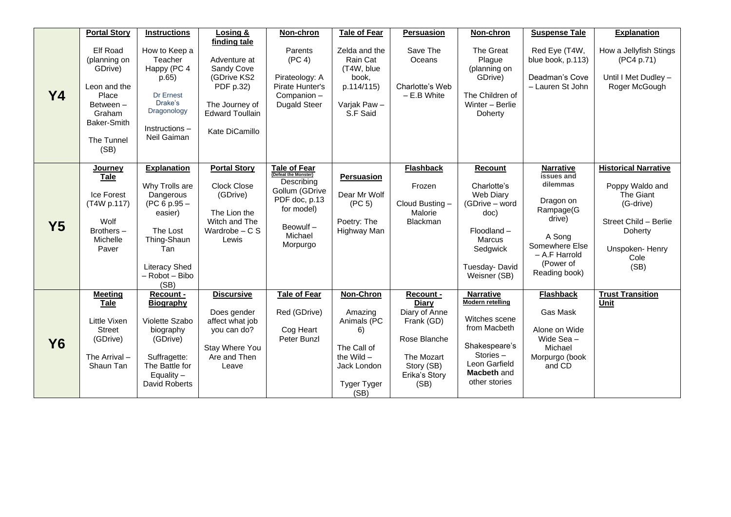| | | | | | | | | | |
|---|---|---|---|---|---|---|---|---|---|
| **Y4** | **Portal Story**<br><br>Elf Road (planning on GDrive)<br><br>Leon and the Place Between – Graham Baker-Smith<br><br>The Tunnel (SB) | **Instructions**<br><br>How to Keep a Teacher Happy (PC 4 p.65)<br><br>Dr Ernest Drake's Dragonology<br><br>Instructions – Neil Gaiman | **Losing & finding tale**<br><br>Adventure at Sandy Cove (GDrive KS2 PDF p.32)<br><br>The Journey of Edward Toullain<br><br>Kate DiCamillo | **Non-chron**<br><br>Parents (PC 4)<br><br>Pirateology: A Pirate Hunter's Companion – Dugald Steer | **Tale of Fear**<br><br>Zelda and the Rain Cat (T4W, blue book, p.114/115)<br><br>Varjak Paw – S.F Said | **Persuasion**<br><br>Save The Oceans<br><br>Charlotte's Web – E.B White | **Non-chron**<br><br>The Great Plague (planning on GDrive)<br><br>The Children of Winter – Berlie Doherty | **Suspense Tale**<br><br>Red Eye (T4W, blue book, p.113)<br><br>Deadman's Cove – Lauren St John | **Explanation**<br><br>How a Jellyfish Stings (PC4 p.71)<br><br>Until I Met Dudley – Roger McGough |
| **Y5** | **Journey Tale**<br><br>Ice Forest (T4W p.117)<br><br>Wolf Brothers – Michelle Paver | **Explanation**<br><br>Why Trolls are Dangerous (PC 6 p.95 – easier)<br><br>The Lost Thing-Shaun Tan<br><br>Literacy Shed – Robot – Bibo (SB) | **Portal Story**<br><br>Clock Close (GDrive)<br><br>The Lion the Witch and The Wardrobe – C S Lewis | **Tale of Fear** (Defeat the Monster)<br>Describing Gollum (GDrive PDF doc, p.13 for model)<br><br>Beowulf – Michael Morpurgo | **Persuasion**<br><br>Dear Mr Wolf (PC 5)<br><br>Poetry: The Highway Man | **Flashback**<br><br>Frozen<br><br>Cloud Busting – Malorie Blackman | **Recount**<br><br>Charlotte's Web Diary (GDrive – word doc)<br><br>Floodland – Marcus Sedgwick<br><br>Tuesday- David Weisner (SB) | **Narrative** issues and dilemmas<br><br>Dragon on Rampage(G drive)<br><br>A Song Somewhere Else – A.F Harrold (Power of Reading book) | **Historical Narrative**<br><br>Poppy Waldo and The Giant (G-drive)<br><br>Street Child – Berlie Doherty<br><br>Unspoken- Henry Cole (SB) |
| **Y6** | **Meeting Tale**<br><br>Little Vixen Street (GDrive)<br><br>The Arrival – Shaun Tan | **Recount - Biography**<br><br>Violette Szabo biography (GDrive)<br><br>Suffragette: The Battle for Equality – David Roberts | **Discursive**<br><br>Does gender affect what job you can do?<br><br>Stay Where You Are and Then Leave | **Tale of Fear**<br><br>Red (GDrive)<br><br>Cog Heart Peter Bunzl | **Non-Chron**<br><br>Amazing Animals (PC 6)<br><br>The Call of the Wild – Jack London<br><br>Tyger Tyger (SB) | **Recount - Diary**<br>Diary of Anne Frank (GD)<br><br>Rose Blanche<br><br>The Mozart Story (SB)<br>Erika's Story (SB) | **Narrative** Modern retelling<br><br>Witches scene from Macbeth<br><br>Shakespeare's Stories – Leon Garfield **Macbeth** and other stories | **Flashback**<br><br>Gas Mask<br><br>Alone on Wide Wide Sea – Michael Morpurgo (book and CD | **Trust Transition Unit** |